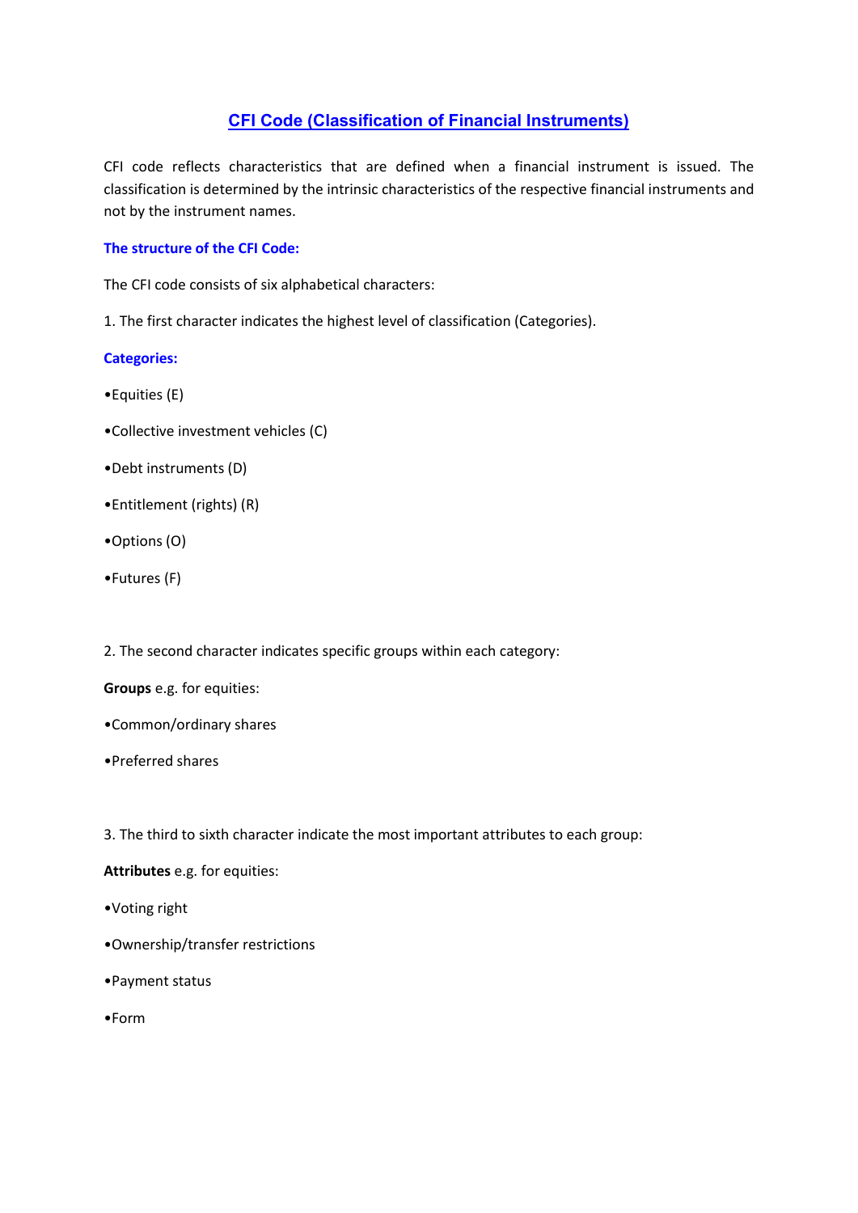# CFI Code (Classification of Financial Instruments)

CFI code reflects characteristics that are defined when a financial instrument is issued. The classification is determined by the intrinsic characteristics of the respective financial instruments and not by the instrument names.

### The structure of the CFI Code:

The CFI code consists of six alphabetical characters:

1. The first character indicates the highest level of classification (Categories).

### Categories:

- Equities (E)
- Collective investment vehicles (C)
- Debt instruments (D)
- Entitlement (rights) (R)
- Options (O)
- Futures (F)

2. The second character indicates specific groups within each category:

**Groups** e.g. for equities:

- Common/ordinary shares
- Preferred shares

3. The third to sixth character indicate the most important attributes to each group:

**Attributes** e.g. for equities:

- Voting right
- Ownership/transfer restrictions
- Payment status
- Form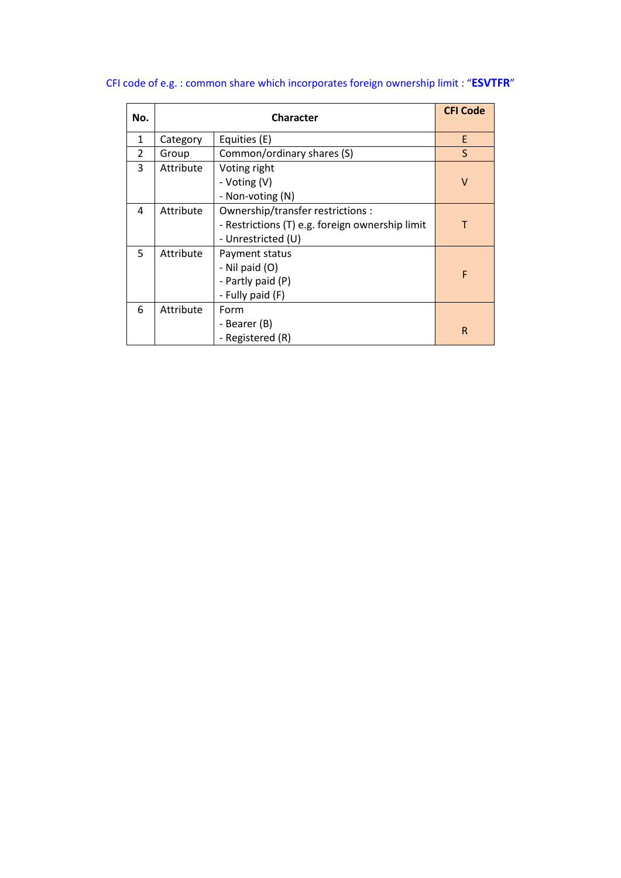CFI code of e.g. : common share which incorporates foreign ownership limit : "**ESVTFR**"

| No. | Character | | CFI Code |
|---|---|---|---|
| 1 | Category | Equities (E) | E |
| 2 | Group | Common/ordinary shares (S) | S |
| 3 | Attribute | Voting right<br>- Voting (V)<br>- Non-voting (N) | V |
| 4 | Attribute | Ownership/transfer restrictions :<br>- Restrictions (T) e.g. foreign ownership limit<br>- Unrestricted (U) | T |
| 5 | Attribute | Payment status<br>- Nil paid (O)<br>- Partly paid (P)<br>- Fully paid (F) | F |
| 6 | Attribute | Form<br>- Bearer (B)<br>- Registered (R) | R |